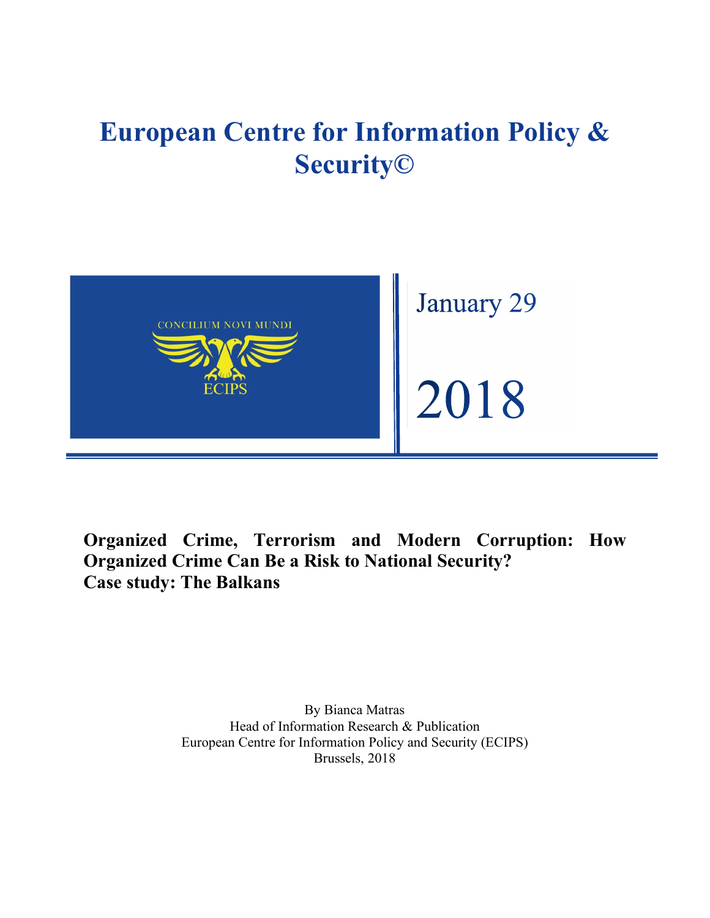# European Centre for Information Policy & Security©

CONCILIUM NOVI MUNDI

ECIPS

January 29

2018

**Organized Crime, Terrorism and Modern Corruption: How Organized Crime Can Be a Risk to National Security?**
**Case study: The Balkans**

By Bianca Matras
Head of Information Research & Publication
European Centre for Information Policy and Security (ECIPS)
Brussels, 2018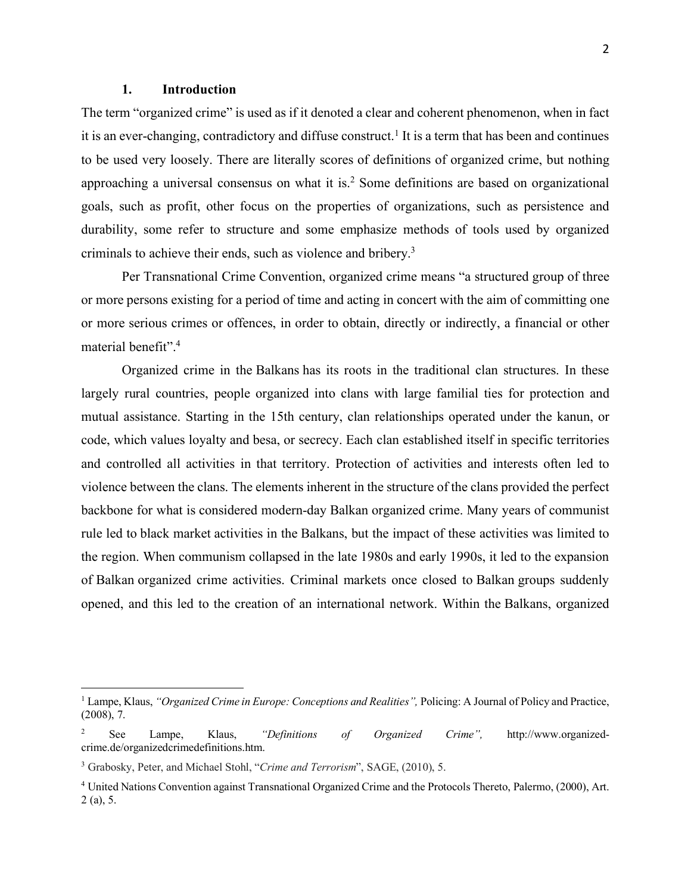## 1. Introduction

The term "organized crime" is used as if it denoted a clear and coherent phenomenon, when in fact it is an ever-changing, contradictory and diffuse construct.[1] It is a term that has been and continues to be used very loosely. There are literally scores of definitions of organized crime, but nothing approaching a universal consensus on what it is.[2] Some definitions are based on organizational goals, such as profit, other focus on the properties of organizations, such as persistence and durability, some refer to structure and some emphasize methods of tools used by organized criminals to achieve their ends, such as violence and bribery.[3]

Per Transnational Crime Convention, organized crime means "a structured group of three or more persons existing for a period of time and acting in concert with the aim of committing one or more serious crimes or offences, in order to obtain, directly or indirectly, a financial or other material benefit".[4]

Organized crime in the Balkans has its roots in the traditional clan structures. In these largely rural countries, people organized into clans with large familial ties for protection and mutual assistance. Starting in the 15th century, clan relationships operated under the kanun, or code, which values loyalty and besa, or secrecy. Each clan established itself in specific territories and controlled all activities in that territory. Protection of activities and interests often led to violence between the clans. The elements inherent in the structure of the clans provided the perfect backbone for what is considered modern-day Balkan organized crime. Many years of communist rule led to black market activities in the Balkans, but the impact of these activities was limited to the region. When communism collapsed in the late 1980s and early 1990s, it led to the expansion of Balkan organized crime activities. Criminal markets once closed to Balkan groups suddenly opened, and this led to the creation of an international network. Within the Balkans, organized

---

[1] Lampe, Klaus, *"Organized Crime in Europe: Conceptions and Realities",* Policing: A Journal of Policy and Practice, (2008), 7.

[2] See Lampe, Klaus, *"Definitions of Organized Crime",* http://www.organized-crime.de/organizedcrimedefinitions.htm.

[3] Grabosky, Peter, and Michael Stohl, "*Crime and Terrorism*", SAGE, (2010), 5.

[4] United Nations Convention against Transnational Organized Crime and the Protocols Thereto, Palermo, (2000), Art. 2 (a), 5.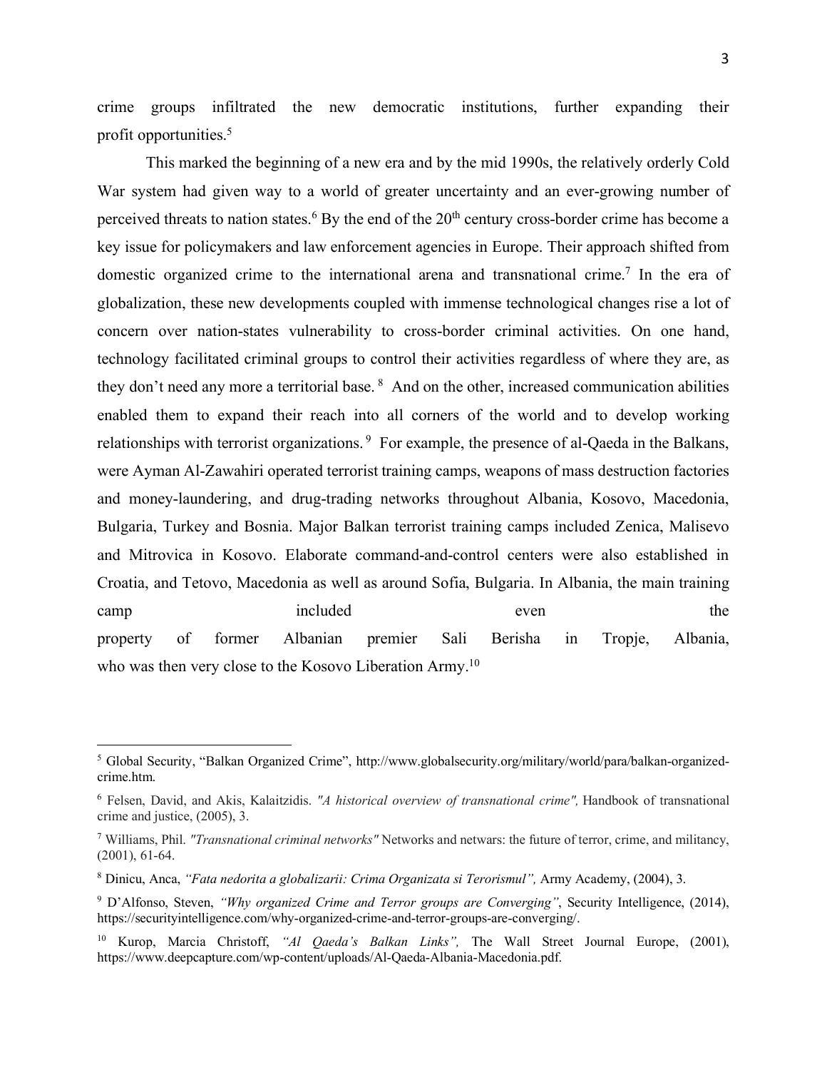crime groups infiltrated the new democratic institutions, further expanding their profit opportunities.[5]

This marked the beginning of a new era and by the mid 1990s, the relatively orderly Cold War system had given way to a world of greater uncertainty and an ever-growing number of perceived threats to nation states.[6] By the end of the 20th century cross-border crime has become a key issue for policymakers and law enforcement agencies in Europe. Their approach shifted from domestic organized crime to the international arena and transnational crime.[7] In the era of globalization, these new developments coupled with immense technological changes rise a lot of concern over nation-states vulnerability to cross-border criminal activities. On one hand, technology facilitated criminal groups to control their activities regardless of where they are, as they don't need any more a territorial base.[8] And on the other, increased communication abilities enabled them to expand their reach into all corners of the world and to develop working relationships with terrorist organizations.[9] For example, the presence of al-Qaeda in the Balkans, were Ayman Al-Zawahiri operated terrorist training camps, weapons of mass destruction factories and money-laundering, and drug-trading networks throughout Albania, Kosovo, Macedonia, Bulgaria, Turkey and Bosnia. Major Balkan terrorist training camps included Zenica, Malisevo and Mitrovica in Kosovo. Elaborate command-and-control centers were also established in Croatia, and Tetovo, Macedonia as well as around Sofia, Bulgaria. In Albania, the main training camp included even the property of former Albanian premier Sali Berisha in Tropje, Albania, who was then very close to the Kosovo Liberation Army.[10]

---

[5] Global Security, "Balkan Organized Crime", http://www.globalsecurity.org/military/world/para/balkan-organized-crime.htm.

[6] Felsen, David, and Akis, Kalaitzidis. *"A historical overview of transnational crime",* Handbook of transnational crime and justice, (2005), 3.

[7] Williams, Phil. *"Transnational criminal networks"* Networks and netwars: the future of terror, crime, and militancy, (2001), 61-64.

[8] Dinicu, Anca, *"Fata nedorita a globalizarii: Crima Organizata si Terorismul",* Army Academy, (2004), 3.

[9] D'Alfonso, Steven, *"Why organized Crime and Terror groups are Converging"*, Security Intelligence, (2014), https://securityintelligence.com/why-organized-crime-and-terror-groups-are-converging/.

[10] Kurop, Marcia Christoff, *"Al Qaeda's Balkan Links",* The Wall Street Journal Europe, (2001), https://www.deepcapture.com/wp-content/uploads/Al-Qaeda-Albania-Macedonia.pdf.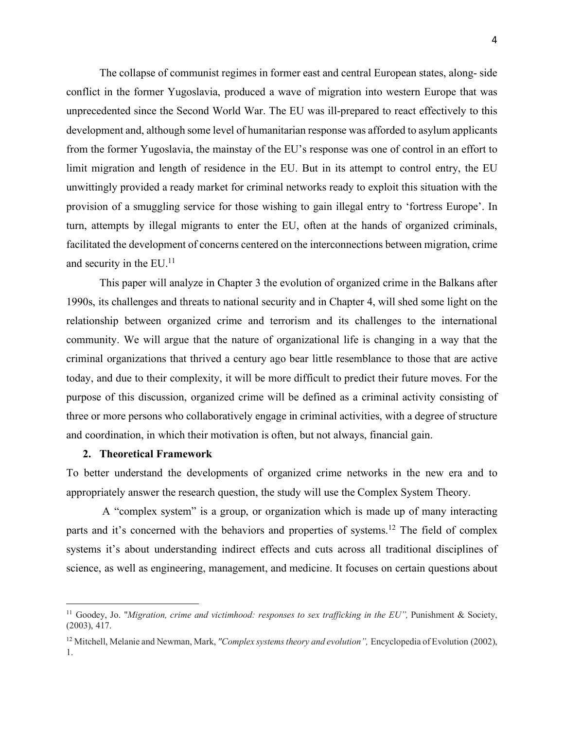The collapse of communist regimes in former east and central European states, along- side conflict in the former Yugoslavia, produced a wave of migration into western Europe that was unprecedented since the Second World War. The EU was ill-prepared to react effectively to this development and, although some level of humanitarian response was afforded to asylum applicants from the former Yugoslavia, the mainstay of the EU's response was one of control in an effort to limit migration and length of residence in the EU. But in its attempt to control entry, the EU unwittingly provided a ready market for criminal networks ready to exploit this situation with the provision of a smuggling service for those wishing to gain illegal entry to 'fortress Europe'. In turn, attempts by illegal migrants to enter the EU, often at the hands of organized criminals, facilitated the development of concerns centered on the interconnections between migration, crime and security in the EU.[11]

This paper will analyze in Chapter 3 the evolution of organized crime in the Balkans after 1990s, its challenges and threats to national security and in Chapter 4, will shed some light on the relationship between organized crime and terrorism and its challenges to the international community. We will argue that the nature of organizational life is changing in a way that the criminal organizations that thrived a century ago bear little resemblance to those that are active today, and due to their complexity, it will be more difficult to predict their future moves. For the purpose of this discussion, organized crime will be defined as a criminal activity consisting of three or more persons who collaboratively engage in criminal activities, with a degree of structure and coordination, in which their motivation is often, but not always, financial gain.

## 2. Theoretical Framework

To better understand the developments of organized crime networks in the new era and to appropriately answer the research question, the study will use the Complex System Theory.

A "complex system" is a group, or organization which is made up of many interacting parts and it's concerned with the behaviors and properties of systems.[12] The field of complex systems it's about understanding indirect effects and cuts across all traditional disciplines of science, as well as engineering, management, and medicine. It focuses on certain questions about

---

[11] Goodey, Jo. "*Migration, crime and victimhood: responses to sex trafficking in the EU",* Punishment & Society, (2003), 417.

[12] Mitchell, Melanie and Newman, Mark, *"Complex systems theory and evolution",* Encyclopedia of Evolution (2002), 1.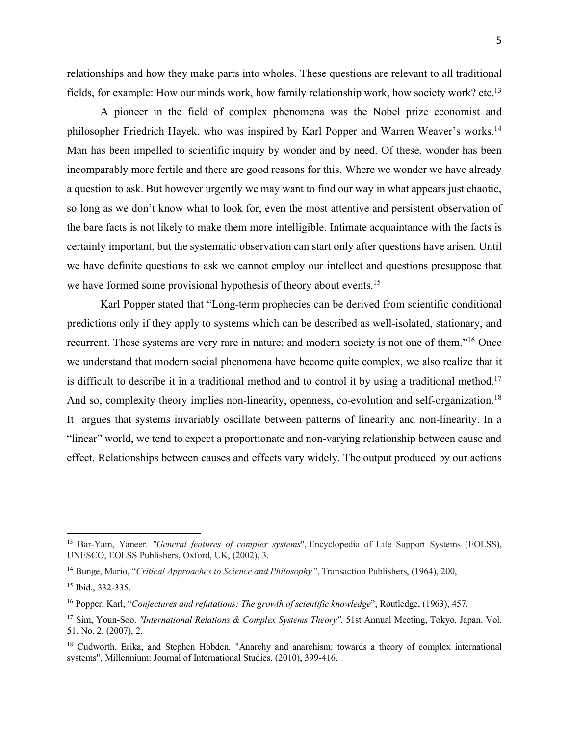relationships and how they make parts into wholes. These questions are relevant to all traditional fields, for example: How our minds work, how family relationship work, how society work? etc.[13]

A pioneer in the field of complex phenomena was the Nobel prize economist and philosopher Friedrich Hayek, who was inspired by Karl Popper and Warren Weaver's works.[14] Man has been impelled to scientific inquiry by wonder and by need. Of these, wonder has been incomparably more fertile and there are good reasons for this. Where we wonder we have already a question to ask. But however urgently we may want to find our way in what appears just chaotic, so long as we don't know what to look for, even the most attentive and persistent observation of the bare facts is not likely to make them more intelligible. Intimate acquaintance with the facts is certainly important, but the systematic observation can start only after questions have arisen. Until we have definite questions to ask we cannot employ our intellect and questions presuppose that we have formed some provisional hypothesis of theory about events.[15]

Karl Popper stated that "Long-term prophecies can be derived from scientific conditional predictions only if they apply to systems which can be described as well-isolated, stationary, and recurrent. These systems are very rare in nature; and modern society is not one of them."[16] Once we understand that modern social phenomena have become quite complex, we also realize that it is difficult to describe it in a traditional method and to control it by using a traditional method.[17] And so, complexity theory implies non-linearity, openness, co-evolution and self-organization.[18] It argues that systems invariably oscillate between patterns of linearity and non-linearity. In a "linear" world, we tend to expect a proportionate and non-varying relationship between cause and effect. Relationships between causes and effects vary widely. The output produced by our actions

---

[13] Bar-Yam, Yaneer. *"General features of complex systems*", Encyclopedia of Life Support Systems (EOLSS), UNESCO, EOLSS Publishers, Oxford, UK, (2002), 3.

[14] Bunge, Mario, "*Critical Approaches to Science and Philosophy"*, Transaction Publishers, (1964), 200,

[15] Ibid., 332-335.

[16] Popper, Karl, "*Conjectures and refutations: The growth of scientific knowledge*", Routledge, (1963), 457.

[17] Sim, Youn-Soo. *"International Relations & Complex Systems Theory",* 51st Annual Meeting, Tokyo, Japan. Vol. 51. No. 2. (2007), 2.

[18] Cudworth, Erika, and Stephen Hobden. "Anarchy and anarchism: towards a theory of complex international systems", Millennium: Journal of International Studies, (2010), 399-416.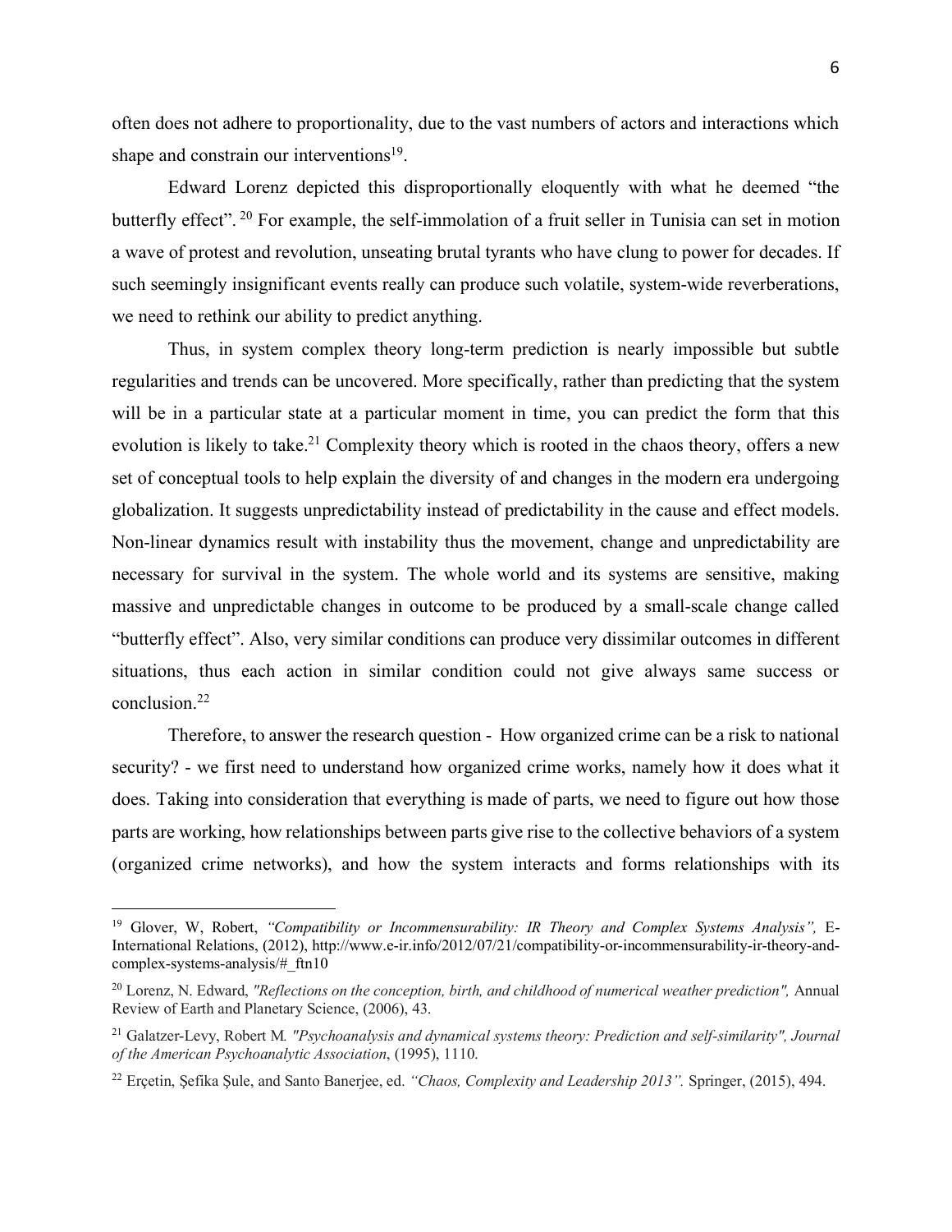often does not adhere to proportionality, due to the vast numbers of actors and interactions which shape and constrain our interventions[19].

Edward Lorenz depicted this disproportionally eloquently with what he deemed "the butterfly effect". [20] For example, the self-immolation of a fruit seller in Tunisia can set in motion a wave of protest and revolution, unseating brutal tyrants who have clung to power for decades. If such seemingly insignificant events really can produce such volatile, system-wide reverberations, we need to rethink our ability to predict anything.

Thus, in system complex theory long-term prediction is nearly impossible but subtle regularities and trends can be uncovered. More specifically, rather than predicting that the system will be in a particular state at a particular moment in time, you can predict the form that this evolution is likely to take.[21] Complexity theory which is rooted in the chaos theory, offers a new set of conceptual tools to help explain the diversity of and changes in the modern era undergoing globalization. It suggests unpredictability instead of predictability in the cause and effect models. Non-linear dynamics result with instability thus the movement, change and unpredictability are necessary for survival in the system. The whole world and its systems are sensitive, making massive and unpredictable changes in outcome to be produced by a small-scale change called "butterfly effect". Also, very similar conditions can produce very dissimilar outcomes in different situations, thus each action in similar condition could not give always same success or conclusion.[22]

Therefore, to answer the research question - How organized crime can be a risk to national security? - we first need to understand how organized crime works, namely how it does what it does. Taking into consideration that everything is made of parts, we need to figure out how those parts are working, how relationships between parts give rise to the collective behaviors of a system (organized crime networks), and how the system interacts and forms relationships with its

---

[19] Glover, W, Robert, *"Compatibility or Incommensurability: IR Theory and Complex Systems Analysis"*, E-International Relations, (2012), http://www.e-ir.info/2012/07/21/compatibility-or-incommensurability-ir-theory-and-complex-systems-analysis/#_ftn10

[20] Lorenz, N. Edward, *"Reflections on the conception, birth, and childhood of numerical weather prediction"*, Annual Review of Earth and Planetary Science, (2006), 43.

[21] Galatzer-Levy, Robert M. *"Psychoanalysis and dynamical systems theory: Prediction and self-similarity", Journal of the American Psychoanalytic Association*, (1995), 1110.

[22] Erçetin, Şefika Şule, and Santo Banerjee, ed. *"Chaos, Complexity and Leadership 2013".* Springer, (2015), 494.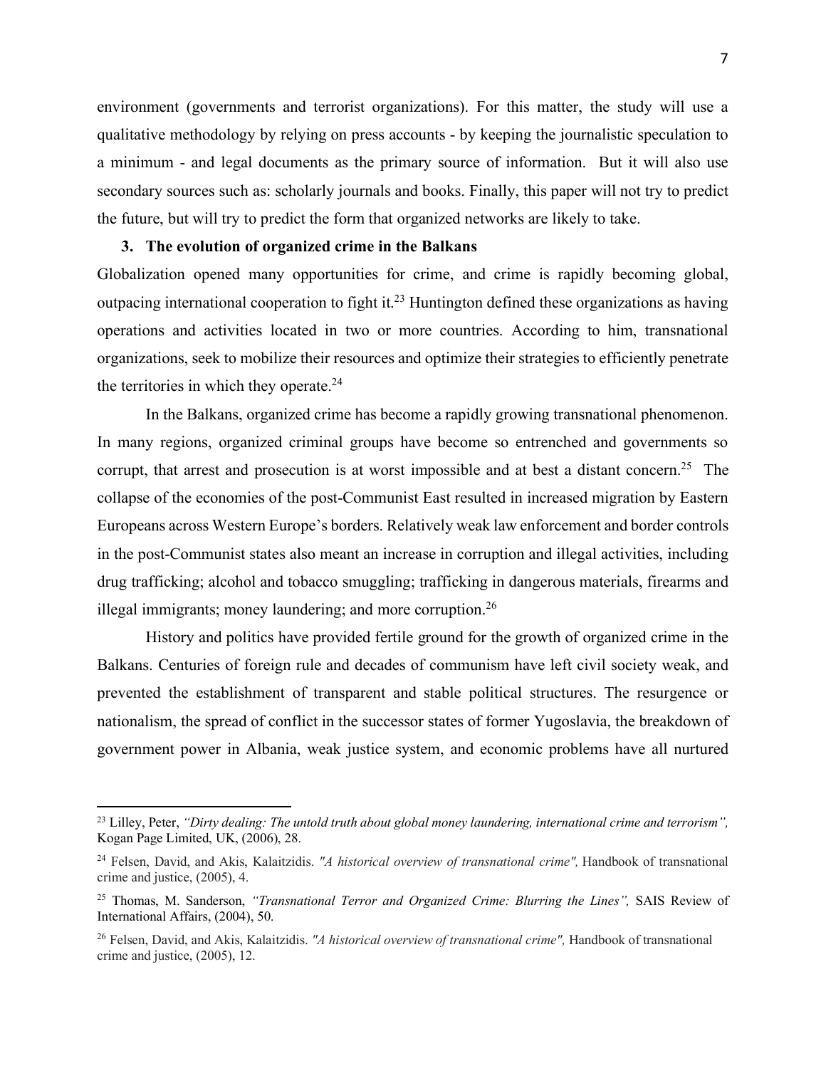environment (governments and terrorist organizations). For this matter, the study will use a qualitative methodology by relying on press accounts - by keeping the journalistic speculation to a minimum - and legal documents as the primary source of information. But it will also use secondary sources such as: scholarly journals and books. Finally, this paper will not try to predict the future, but will try to predict the form that organized networks are likely to take.

## 3. The evolution of organized crime in the Balkans

Globalization opened many opportunities for crime, and crime is rapidly becoming global, outpacing international cooperation to fight it.[23] Huntington defined these organizations as having operations and activities located in two or more countries. According to him, transnational organizations, seek to mobilize their resources and optimize their strategies to efficiently penetrate the territories in which they operate.[24]

In the Balkans, organized crime has become a rapidly growing transnational phenomenon. In many regions, organized criminal groups have become so entrenched and governments so corrupt, that arrest and prosecution is at worst impossible and at best a distant concern.[25] The collapse of the economies of the post-Communist East resulted in increased migration by Eastern Europeans across Western Europe's borders. Relatively weak law enforcement and border controls in the post-Communist states also meant an increase in corruption and illegal activities, including drug trafficking; alcohol and tobacco smuggling; trafficking in dangerous materials, firearms and illegal immigrants; money laundering; and more corruption.[26]

History and politics have provided fertile ground for the growth of organized crime in the Balkans. Centuries of foreign rule and decades of communism have left civil society weak, and prevented the establishment of transparent and stable political structures. The resurgence or nationalism, the spread of conflict in the successor states of former Yugoslavia, the breakdown of government power in Albania, weak justice system, and economic problems have all nurtured

---

[23] Lilley, Peter, *"Dirty dealing: The untold truth about global money laundering, international crime and terrorism",* Kogan Page Limited, UK, (2006), 28.

[24] Felsen, David, and Akis, Kalaitzidis. *"A historical overview of transnational crime",* Handbook of transnational crime and justice, (2005), 4.

[25] Thomas, M. Sanderson, *"Transnational Terror and Organized Crime: Blurring the Lines",* SAIS Review of International Affairs, (2004), 50.

[26] Felsen, David, and Akis, Kalaitzidis. *"A historical overview of transnational crime",* Handbook of transnational crime and justice, (2005), 12.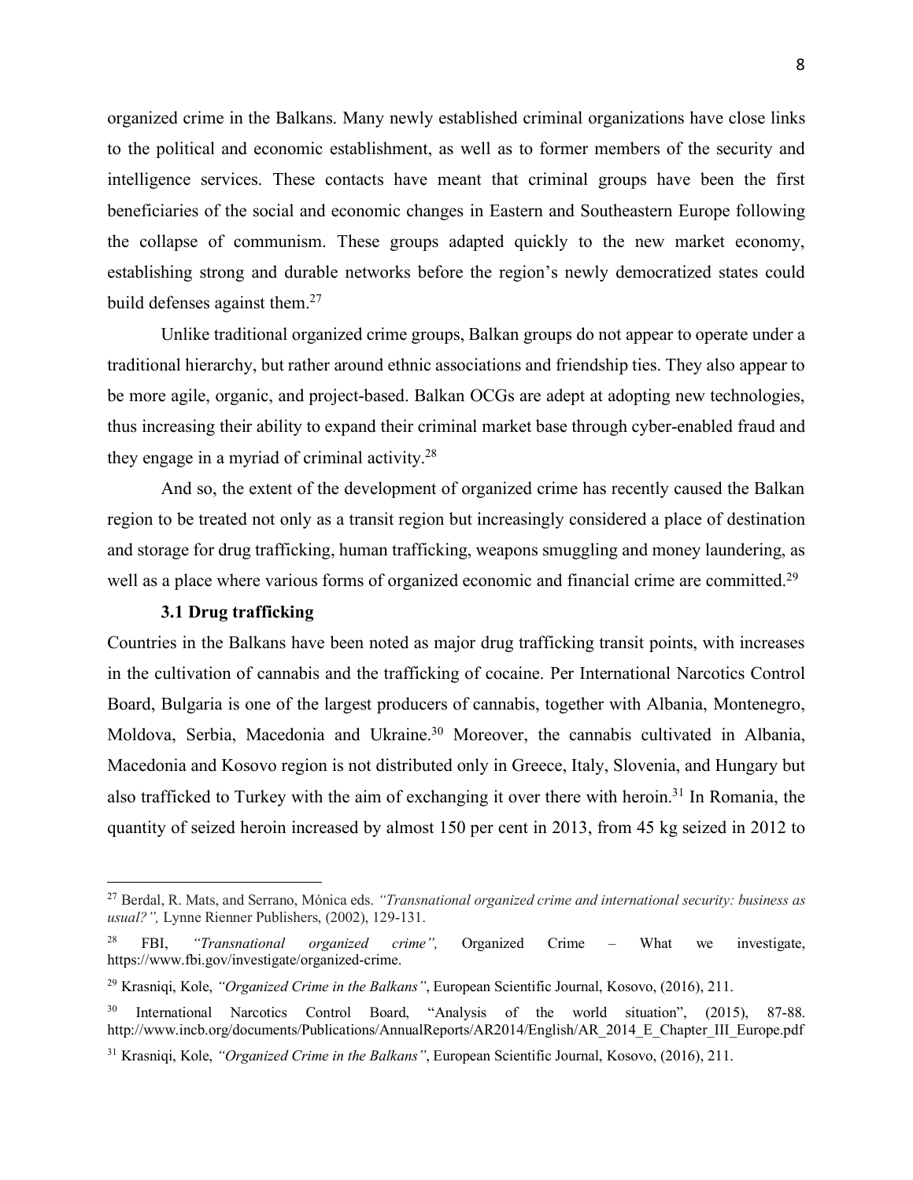organized crime in the Balkans. Many newly established criminal organizations have close links to the political and economic establishment, as well as to former members of the security and intelligence services. These contacts have meant that criminal groups have been the first beneficiaries of the social and economic changes in Eastern and Southeastern Europe following the collapse of communism. These groups adapted quickly to the new market economy, establishing strong and durable networks before the region's newly democratized states could build defenses against them.[27]

Unlike traditional organized crime groups, Balkan groups do not appear to operate under a traditional hierarchy, but rather around ethnic associations and friendship ties. They also appear to be more agile, organic, and project-based. Balkan OCGs are adept at adopting new technologies, thus increasing their ability to expand their criminal market base through cyber-enabled fraud and they engage in a myriad of criminal activity.[28]

And so, the extent of the development of organized crime has recently caused the Balkan region to be treated not only as a transit region but increasingly considered a place of destination and storage for drug trafficking, human trafficking, weapons smuggling and money laundering, as well as a place where various forms of organized economic and financial crime are committed.[29]

### 3.1 Drug trafficking

Countries in the Balkans have been noted as major drug trafficking transit points, with increases in the cultivation of cannabis and the trafficking of cocaine. Per International Narcotics Control Board, Bulgaria is one of the largest producers of cannabis, together with Albania, Montenegro, Moldova, Serbia, Macedonia and Ukraine.[30] Moreover, the cannabis cultivated in Albania, Macedonia and Kosovo region is not distributed only in Greece, Italy, Slovenia, and Hungary but also trafficked to Turkey with the aim of exchanging it over there with heroin.[31] In Romania, the quantity of seized heroin increased by almost 150 per cent in 2013, from 45 kg seized in 2012 to

---

[27] Berdal, R. Mats, and Serrano, Mónica eds. *"Transnational organized crime and international security: business as usual?",* Lynne Rienner Publishers, (2002), 129-131.

[28] FBI, *"Transnational organized crime",* Organized Crime – What we investigate, https://www.fbi.gov/investigate/organized-crime.

[29] Krasniqi, Kole, *"Organized Crime in the Balkans"*, European Scientific Journal, Kosovo, (2016), 211.

[30] International Narcotics Control Board, "Analysis of the world situation", (2015), 87-88. http://www.incb.org/documents/Publications/AnnualReports/AR2014/English/AR_2014_E_Chapter_III_Europe.pdf

[31] Krasniqi, Kole, *"Organized Crime in the Balkans"*, European Scientific Journal, Kosovo, (2016), 211.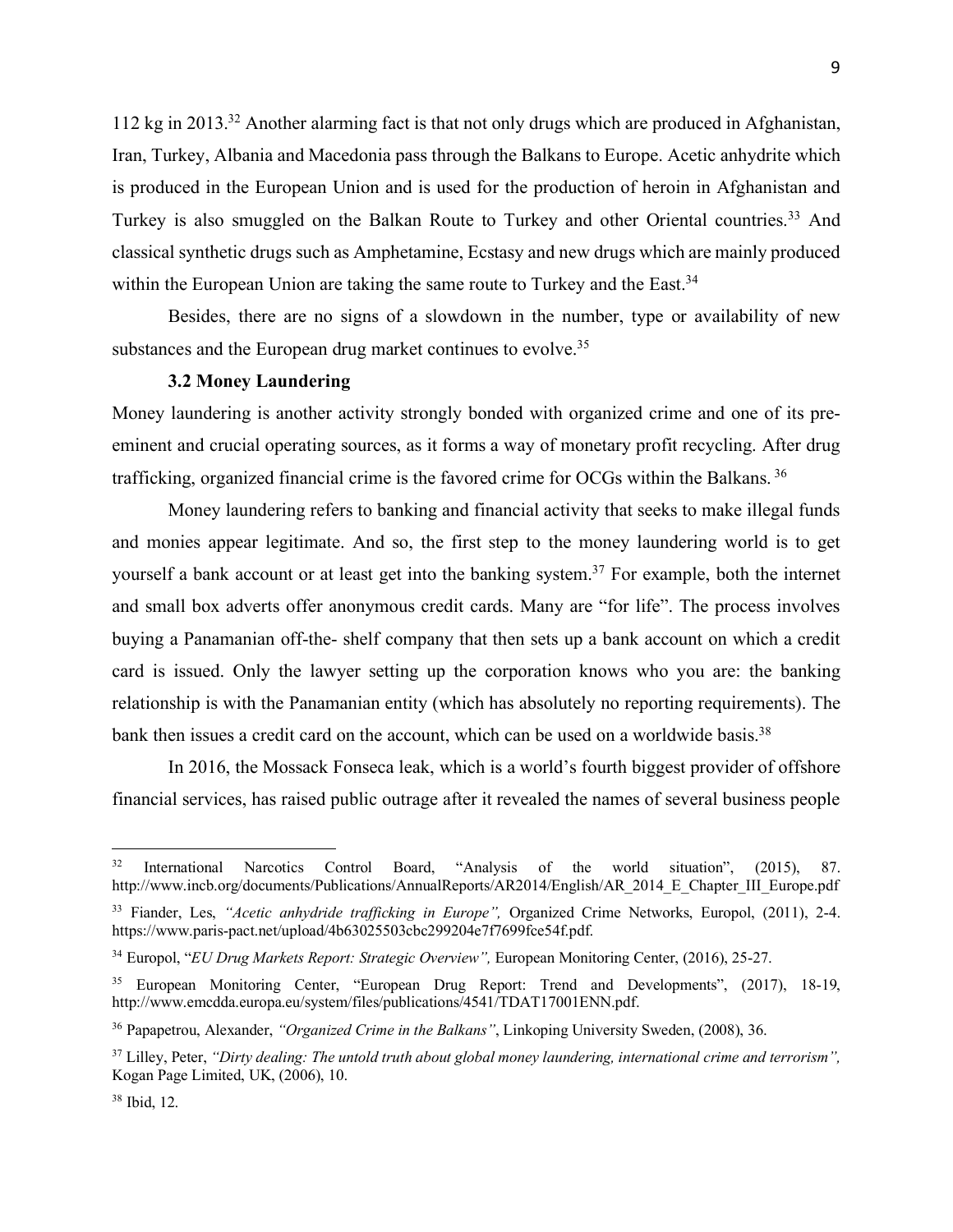112 kg in 2013.[32] Another alarming fact is that not only drugs which are produced in Afghanistan, Iran, Turkey, Albania and Macedonia pass through the Balkans to Europe. Acetic anhydrite which is produced in the European Union and is used for the production of heroin in Afghanistan and Turkey is also smuggled on the Balkan Route to Turkey and other Oriental countries.[33] And classical synthetic drugs such as Amphetamine, Ecstasy and new drugs which are mainly produced within the European Union are taking the same route to Turkey and the East.[34]

Besides, there are no signs of a slowdown in the number, type or availability of new substances and the European drug market continues to evolve.[35]

### 3.2 Money Laundering

Money laundering is another activity strongly bonded with organized crime and one of its pre-eminent and crucial operating sources, as it forms a way of monetary profit recycling. After drug trafficking, organized financial crime is the favored crime for OCGs within the Balkans. [36]

Money laundering refers to banking and financial activity that seeks to make illegal funds and monies appear legitimate. And so, the first step to the money laundering world is to get yourself a bank account or at least get into the banking system.[37] For example, both the internet and small box adverts offer anonymous credit cards. Many are "for life". The process involves buying a Panamanian off-the- shelf company that then sets up a bank account on which a credit card is issued. Only the lawyer setting up the corporation knows who you are: the banking relationship is with the Panamanian entity (which has absolutely no reporting requirements). The bank then issues a credit card on the account, which can be used on a worldwide basis.[38]

In 2016, the Mossack Fonseca leak, which is a world's fourth biggest provider of offshore financial services, has raised public outrage after it revealed the names of several business people

---

[32] International Narcotics Control Board, "Analysis of the world situation", (2015), 87. http://www.incb.org/documents/Publications/AnnualReports/AR2014/English/AR_2014_E_Chapter_III_Europe.pdf

[33] Fiander, Les, *"Acetic anhydride trafficking in Europe",* Organized Crime Networks, Europol, (2011), 2-4. https://www.paris-pact.net/upload/4b63025503cbc299204e7f7699fce54f.pdf.

[34] Europol, "*EU Drug Markets Report: Strategic Overview",* European Monitoring Center, (2016), 25-27.

[35] European Monitoring Center, "European Drug Report: Trend and Developments", (2017), 18-19, http://www.emcdda.europa.eu/system/files/publications/4541/TDAT17001ENN.pdf.

[36] Papapetrou, Alexander, *"Organized Crime in the Balkans"*, Linkoping University Sweden, (2008), 36.

[37] Lilley, Peter, *"Dirty dealing: The untold truth about global money laundering, international crime and terrorism",* Kogan Page Limited, UK, (2006), 10.

[38] Ibid, 12.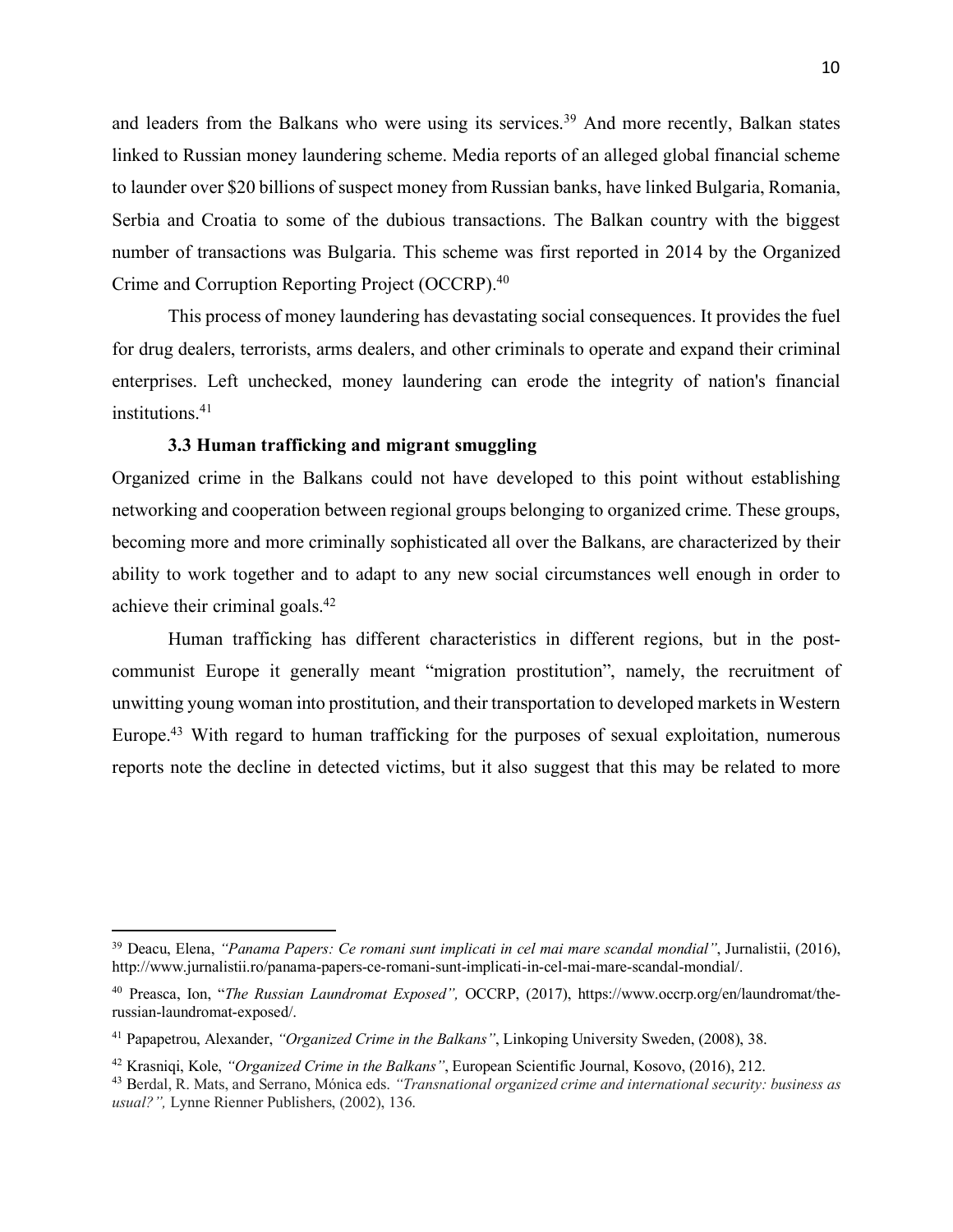and leaders from the Balkans who were using its services.[39] And more recently, Balkan states linked to Russian money laundering scheme. Media reports of an alleged global financial scheme to launder over $20 billions of suspect money from Russian banks, have linked Bulgaria, Romania, Serbia and Croatia to some of the dubious transactions. The Balkan country with the biggest number of transactions was Bulgaria. This scheme was first reported in 2014 by the Organized Crime and Corruption Reporting Project (OCCRP).[40]

This process of money laundering has devastating social consequences. It provides the fuel for drug dealers, terrorists, arms dealers, and other criminals to operate and expand their criminal enterprises. Left unchecked, money laundering can erode the integrity of nation's financial institutions.[41]

### 3.3 Human trafficking and migrant smuggling

Organized crime in the Balkans could not have developed to this point without establishing networking and cooperation between regional groups belonging to organized crime. These groups, becoming more and more criminally sophisticated all over the Balkans, are characterized by their ability to work together and to adapt to any new social circumstances well enough in order to achieve their criminal goals.[42]

Human trafficking has different characteristics in different regions, but in the post-communist Europe it generally meant "migration prostitution", namely, the recruitment of unwitting young woman into prostitution, and their transportation to developed markets in Western Europe.[43] With regard to human trafficking for the purposes of sexual exploitation, numerous reports note the decline in detected victims, but it also suggest that this may be related to more

---

[39] Deacu, Elena, *"Panama Papers: Ce romani sunt implicati in cel mai mare scandal mondial"*, Jurnalistii, (2016), http://www.jurnalistii.ro/panama-papers-ce-romani-sunt-implicati-in-cel-mai-mare-scandal-mondial/.

[40] Preasca, Ion, "*The Russian Laundromat Exposed",* OCCRP, (2017), https://www.occrp.org/en/laundromat/the-russian-laundromat-exposed/.

[41] Papapetrou, Alexander, *"Organized Crime in the Balkans"*, Linkoping University Sweden, (2008), 38.

[42] Krasniqi, Kole, *"Organized Crime in the Balkans"*, European Scientific Journal, Kosovo, (2016), 212.

[43] Berdal, R. Mats, and Serrano, Mónica eds. *"Transnational organized crime and international security: business as usual?",* Lynne Rienner Publishers, (2002), 136.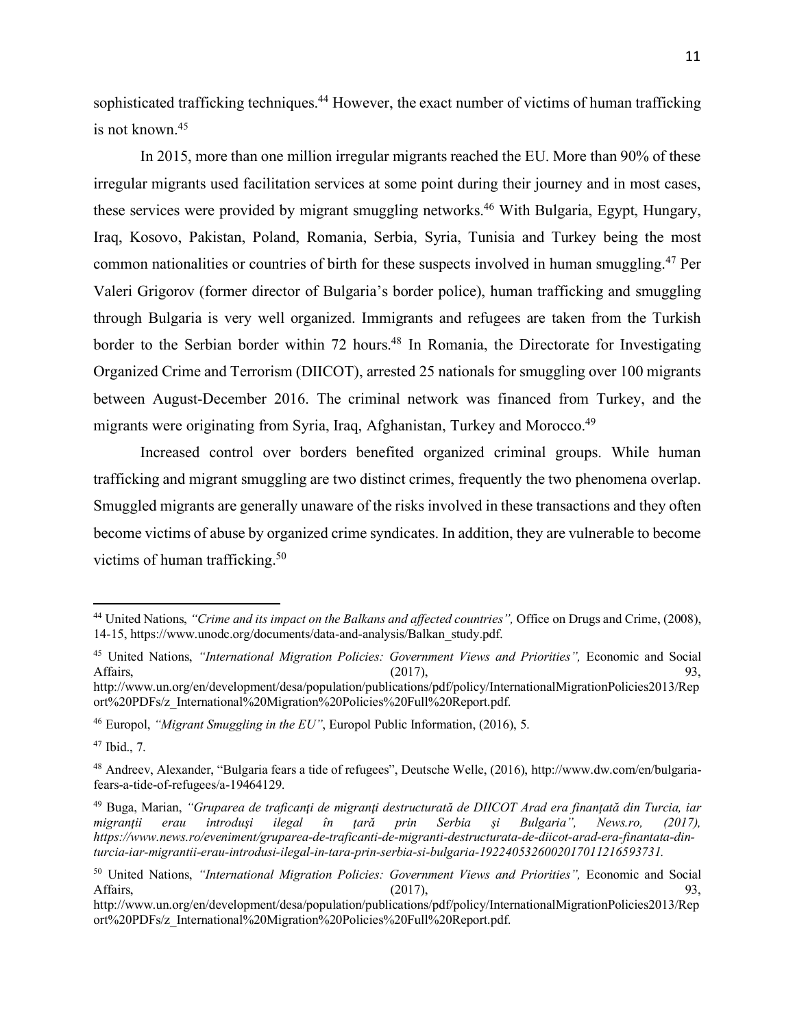sophisticated trafficking techniques.[44] However, the exact number of victims of human trafficking is not known.[45]

In 2015, more than one million irregular migrants reached the EU. More than 90% of these irregular migrants used facilitation services at some point during their journey and in most cases, these services were provided by migrant smuggling networks.[46] With Bulgaria, Egypt, Hungary, Iraq, Kosovo, Pakistan, Poland, Romania, Serbia, Syria, Tunisia and Turkey being the most common nationalities or countries of birth for these suspects involved in human smuggling.[47] Per Valeri Grigorov (former director of Bulgaria's border police), human trafficking and smuggling through Bulgaria is very well organized. Immigrants and refugees are taken from the Turkish border to the Serbian border within 72 hours.[48] In Romania, the Directorate for Investigating Organized Crime and Terrorism (DIICOT), arrested 25 nationals for smuggling over 100 migrants between August-December 2016. The criminal network was financed from Turkey, and the migrants were originating from Syria, Iraq, Afghanistan, Turkey and Morocco.[49]

Increased control over borders benefited organized criminal groups. While human trafficking and migrant smuggling are two distinct crimes, frequently the two phenomena overlap. Smuggled migrants are generally unaware of the risks involved in these transactions and they often become victims of abuse by organized crime syndicates. In addition, they are vulnerable to become victims of human trafficking.[50]

---

[44] United Nations, *"Crime and its impact on the Balkans and affected countries",* Office on Drugs and Crime, (2008), 14-15, https://www.unodc.org/documents/data-and-analysis/Balkan_study.pdf.

[45] United Nations, *"International Migration Policies: Government Views and Priorities",* Economic and Social Affairs, (2017), 93, http://www.un.org/en/development/desa/population/publications/pdf/policy/InternationalMigrationPolicies2013/Report%20PDFs/z_International%20Migration%20Policies%20Full%20Report.pdf.

[46] Europol, *"Migrant Smuggling in the EU"*, Europol Public Information, (2016), 5.

[47] Ibid., 7.

[48] Andreev, Alexander, "Bulgaria fears a tide of refugees", Deutsche Welle, (2016), http://www.dw.com/en/bulgaria-fears-a-tide-of-refugees/a-19464129.

[49] Buga, Marian, *"Gruparea de traficanţi de migranţi destructurată de DIICOT Arad era finanţată din Turcia, iar migranţii erau introduşi ilegal în ţară prin Serbia şi Bulgaria", News.ro, (2017), https://www.news.ro/eveniment/gruparea-de-traficanti-de-migranti-destructurata-de-diicot-arad-era-finantata-din-turcia-iar-migrantii-erau-introdusi-ilegal-in-tara-prin-serbia-si-bulgaria-1922405326002017011216593731.*

[50] United Nations, *"International Migration Policies: Government Views and Priorities",* Economic and Social Affairs, (2017), 93, http://www.un.org/en/development/desa/population/publications/pdf/policy/InternationalMigrationPolicies2013/Report%20PDFs/z_International%20Migration%20Policies%20Full%20Report.pdf.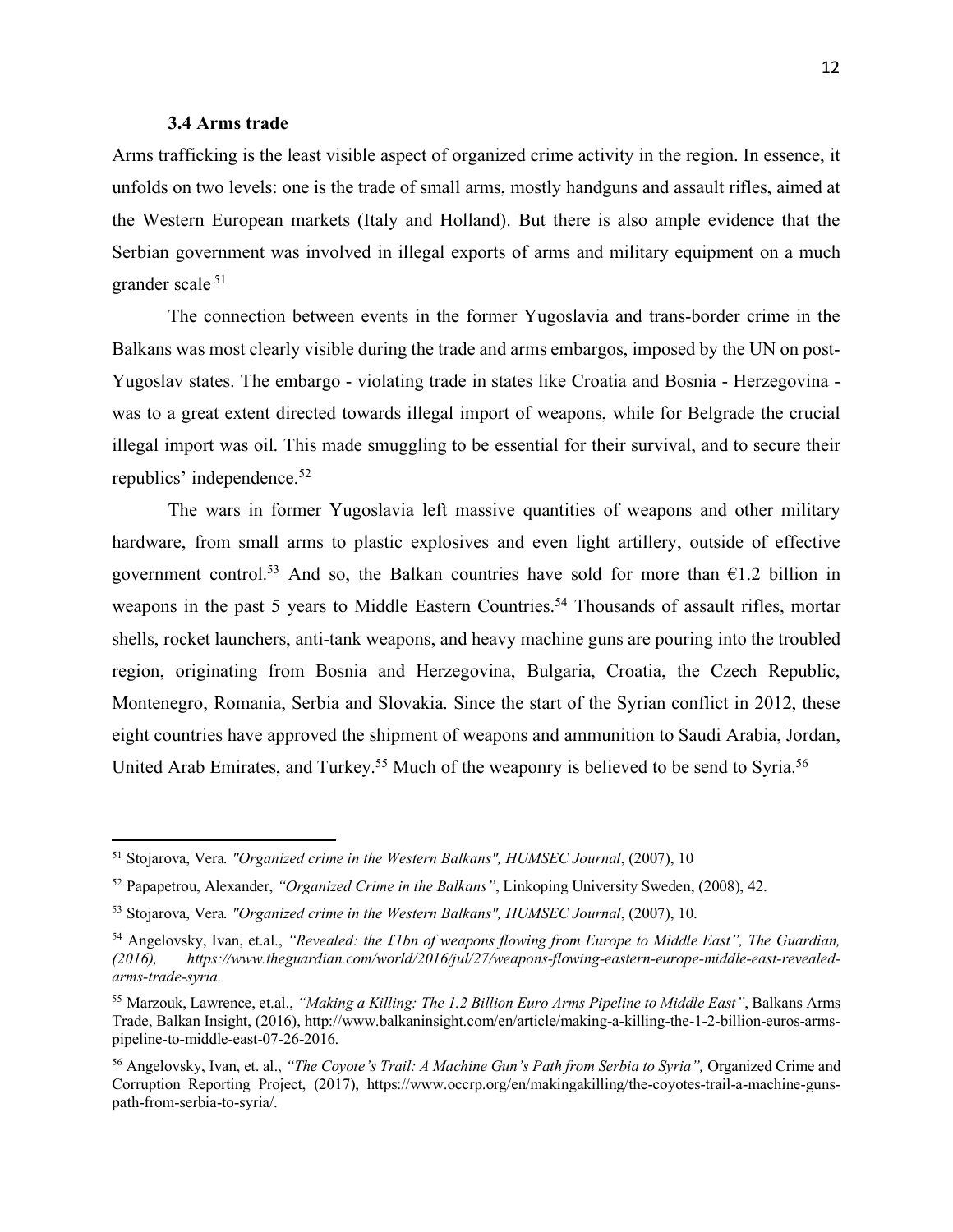### 3.4 Arms trade

Arms trafficking is the least visible aspect of organized crime activity in the region. In essence, it unfolds on two levels: one is the trade of small arms, mostly handguns and assault rifles, aimed at the Western European markets (Italy and Holland). But there is also ample evidence that the Serbian government was involved in illegal exports of arms and military equipment on a much grander scale [51]

The connection between events in the former Yugoslavia and trans-border crime in the Balkans was most clearly visible during the trade and arms embargos, imposed by the UN on post-Yugoslav states. The embargo - violating trade in states like Croatia and Bosnia - Herzegovina - was to a great extent directed towards illegal import of weapons, while for Belgrade the crucial illegal import was oil. This made smuggling to be essential for their survival, and to secure their republics' independence.[52]

The wars in former Yugoslavia left massive quantities of weapons and other military hardware, from small arms to plastic explosives and even light artillery, outside of effective government control.[53] And so, the Balkan countries have sold for more than €1.2 billion in weapons in the past 5 years to Middle Eastern Countries.[54] Thousands of assault rifles, mortar shells, rocket launchers, anti-tank weapons, and heavy machine guns are pouring into the troubled region, originating from Bosnia and Herzegovina, Bulgaria, Croatia, the Czech Republic, Montenegro, Romania, Serbia and Slovakia. Since the start of the Syrian conflict in 2012, these eight countries have approved the shipment of weapons and ammunition to Saudi Arabia, Jordan, United Arab Emirates, and Turkey.[55] Much of the weaponry is believed to be send to Syria.[56]

---

[51] Stojarova, Vera. *"Organized crime in the Western Balkans", HUMSEC Journal*, (2007), 10

[52] Papapetrou, Alexander, *"Organized Crime in the Balkans"*, Linkoping University Sweden, (2008), 42.

[53] Stojarova, Vera. *"Organized crime in the Western Balkans", HUMSEC Journal*, (2007), 10.

[54] Angelovsky, Ivan, et.al., *"Revealed: the £1bn of weapons flowing from Europe to Middle East", The Guardian, (2016), https://www.theguardian.com/world/2016/jul/27/weapons-flowing-eastern-europe-middle-east-revealed-arms-trade-syria.*

[55] Marzouk, Lawrence, et.al., *"Making a Killing: The 1.2 Billion Euro Arms Pipeline to Middle East"*, Balkans Arms Trade, Balkan Insight, (2016), http://www.balkaninsight.com/en/article/making-a-killing-the-1-2-billion-euros-arms-pipeline-to-middle-east-07-26-2016.

[56] Angelovsky, Ivan, et. al., *"The Coyote's Trail: A Machine Gun's Path from Serbia to Syria",* Organized Crime and Corruption Reporting Project, (2017), https://www.occrp.org/en/makingakilling/the-coyotes-trail-a-machine-guns-path-from-serbia-to-syria/.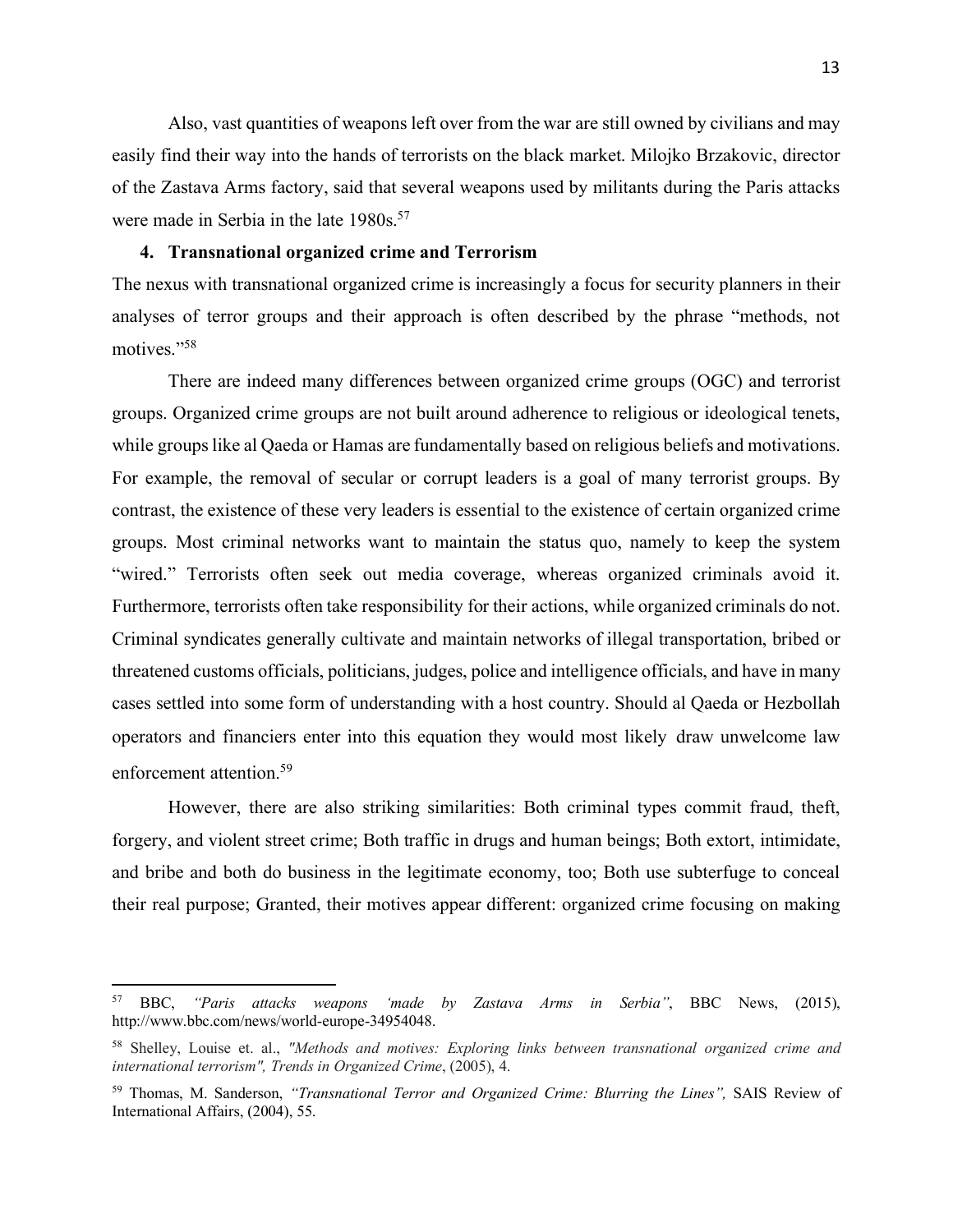Also, vast quantities of weapons left over from the war are still owned by civilians and may easily find their way into the hands of terrorists on the black market. Milojko Brzakovic, director of the Zastava Arms factory, said that several weapons used by militants during the Paris attacks were made in Serbia in the late 1980s.[57]

## 4. Transnational organized crime and Terrorism

The nexus with transnational organized crime is increasingly a focus for security planners in their analyses of terror groups and their approach is often described by the phrase "methods, not motives."[58]

There are indeed many differences between organized crime groups (OGC) and terrorist groups. Organized crime groups are not built around adherence to religious or ideological tenets, while groups like al Qaeda or Hamas are fundamentally based on religious beliefs and motivations. For example, the removal of secular or corrupt leaders is a goal of many terrorist groups. By contrast, the existence of these very leaders is essential to the existence of certain organized crime groups. Most criminal networks want to maintain the status quo, namely to keep the system "wired." Terrorists often seek out media coverage, whereas organized criminals avoid it. Furthermore, terrorists often take responsibility for their actions, while organized criminals do not. Criminal syndicates generally cultivate and maintain networks of illegal transportation, bribed or threatened customs officials, politicians, judges, police and intelligence officials, and have in many cases settled into some form of understanding with a host country. Should al Qaeda or Hezbollah operators and financiers enter into this equation they would most likely draw unwelcome law enforcement attention.[59]

However, there are also striking similarities: Both criminal types commit fraud, theft, forgery, and violent street crime; Both traffic in drugs and human beings; Both extort, intimidate, and bribe and both do business in the legitimate economy, too; Both use subterfuge to conceal their real purpose; Granted, their motives appear different: organized crime focusing on making

---

[57] BBC, *"Paris attacks weapons 'made by Zastava Arms in Serbia"*, BBC News, (2015), http://www.bbc.com/news/world-europe-34954048.

[58] Shelley, Louise et. al., *"Methods and motives: Exploring links between transnational organized crime and international terrorism", Trends in Organized Crime*, (2005), 4.

[59] Thomas, M. Sanderson, *"Transnational Terror and Organized Crime: Blurring the Lines",* SAIS Review of International Affairs, (2004), 55.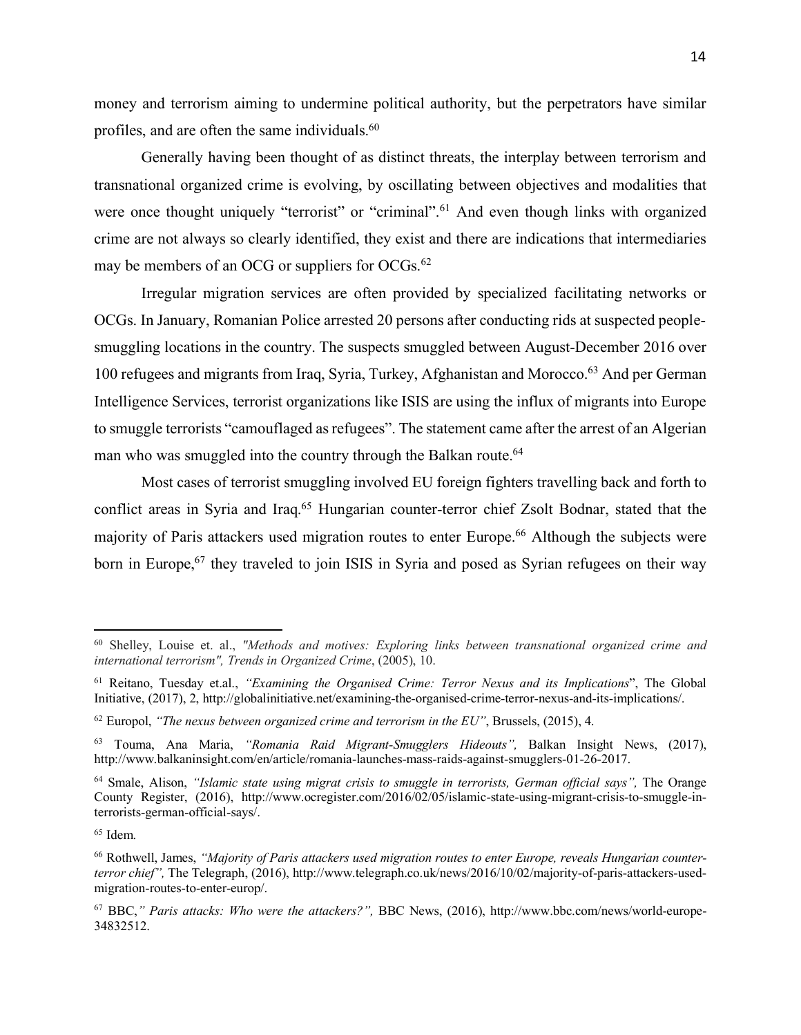money and terrorism aiming to undermine political authority, but the perpetrators have similar profiles, and are often the same individuals.[60]

Generally having been thought of as distinct threats, the interplay between terrorism and transnational organized crime is evolving, by oscillating between objectives and modalities that were once thought uniquely "terrorist" or "criminal".[61] And even though links with organized crime are not always so clearly identified, they exist and there are indications that intermediaries may be members of an OCG or suppliers for OCGs.[62]

Irregular migration services are often provided by specialized facilitating networks or OCGs. In January, Romanian Police arrested 20 persons after conducting rids at suspected people-smuggling locations in the country. The suspects smuggled between August-December 2016 over 100 refugees and migrants from Iraq, Syria, Turkey, Afghanistan and Morocco.[63] And per German Intelligence Services, terrorist organizations like ISIS are using the influx of migrants into Europe to smuggle terrorists "camouflaged as refugees". The statement came after the arrest of an Algerian man who was smuggled into the country through the Balkan route.[64]

Most cases of terrorist smuggling involved EU foreign fighters travelling back and forth to conflict areas in Syria and Iraq.[65] Hungarian counter-terror chief Zsolt Bodnar, stated that the majority of Paris attackers used migration routes to enter Europe.[66] Although the subjects were born in Europe,[67] they traveled to join ISIS in Syria and posed as Syrian refugees on their way

---

[60] Shelley, Louise et. al., *"Methods and motives: Exploring links between transnational organized crime and international terrorism", Trends in Organized Crime*, (2005), 10.

[61] Reitano, Tuesday et.al., *"Examining the Organised Crime: Terror Nexus and its Implications*", The Global Initiative, (2017), 2, http://globalinitiative.net/examining-the-organised-crime-terror-nexus-and-its-implications/.

[62] Europol, *"The nexus between organized crime and terrorism in the EU"*, Brussels, (2015), 4.

[63] Touma, Ana Maria, *"Romania Raid Migrant-Smugglers Hideouts",* Balkan Insight News, (2017), http://www.balkaninsight.com/en/article/romania-launches-mass-raids-against-smugglers-01-26-2017.

[64] Smale, Alison, *"Islamic state using migrat crisis to smuggle in terrorists, German official says",* The Orange County Register, (2016), http://www.ocregister.com/2016/02/05/islamic-state-using-migrant-crisis-to-smuggle-in-terrorists-german-official-says/.

[65] Idem.

[66] Rothwell, James, *"Majority of Paris attackers used migration routes to enter Europe, reveals Hungarian counter-terror chief",* The Telegraph, (2016), http://www.telegraph.co.uk/news/2016/10/02/majority-of-paris-attackers-used-migration-routes-to-enter-europ/.

[67] BBC,*" Paris attacks: Who were the attackers?",* BBC News, (2016), http://www.bbc.com/news/world-europe-34832512.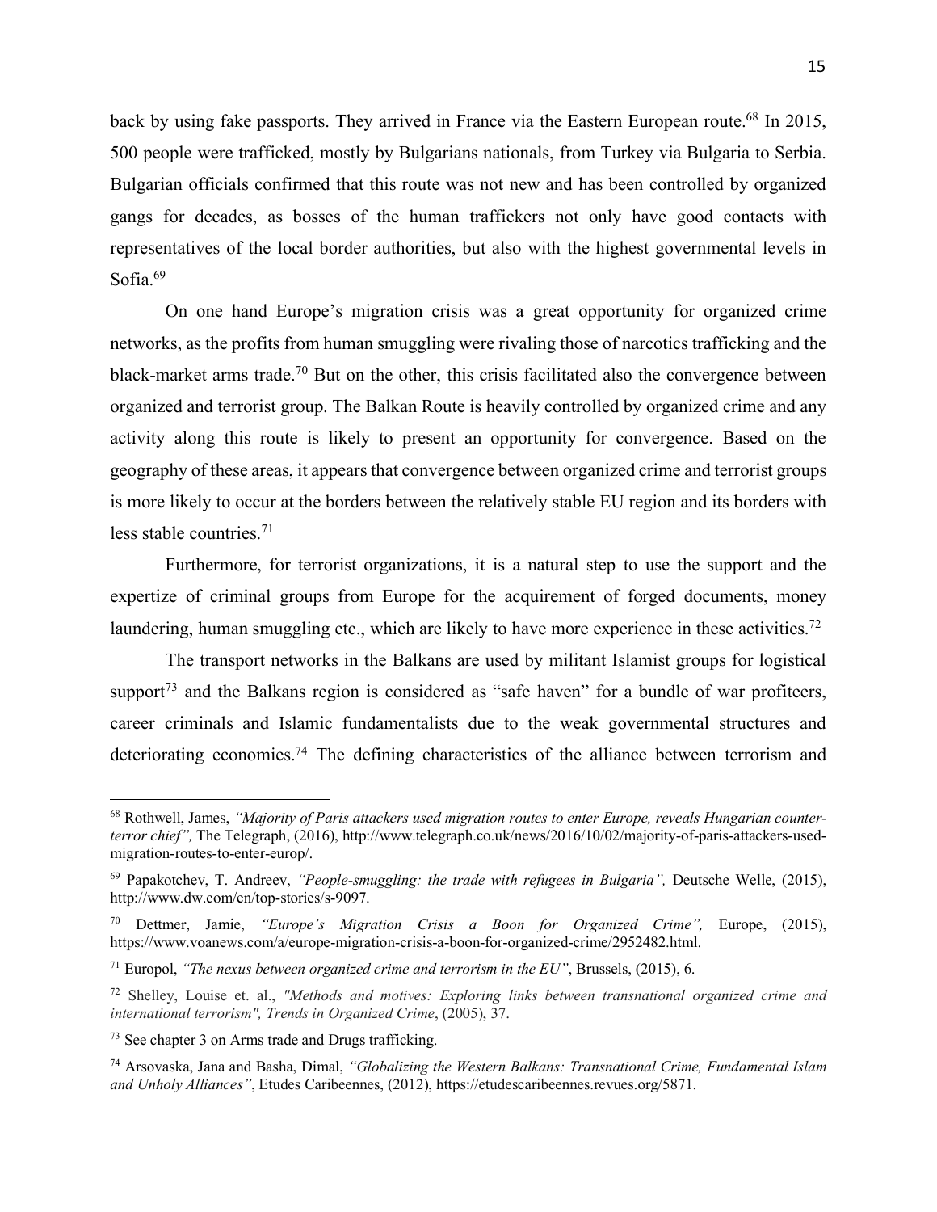back by using fake passports. They arrived in France via the Eastern European route.[68] In 2015, 500 people were trafficked, mostly by Bulgarians nationals, from Turkey via Bulgaria to Serbia. Bulgarian officials confirmed that this route was not new and has been controlled by organized gangs for decades, as bosses of the human traffickers not only have good contacts with representatives of the local border authorities, but also with the highest governmental levels in Sofia.[69]

On one hand Europe's migration crisis was a great opportunity for organized crime networks, as the profits from human smuggling were rivaling those of narcotics trafficking and the black-market arms trade.[70] But on the other, this crisis facilitated also the convergence between organized and terrorist group. The Balkan Route is heavily controlled by organized crime and any activity along this route is likely to present an opportunity for convergence. Based on the geography of these areas, it appears that convergence between organized crime and terrorist groups is more likely to occur at the borders between the relatively stable EU region and its borders with less stable countries.[71]

Furthermore, for terrorist organizations, it is a natural step to use the support and the expertize of criminal groups from Europe for the acquirement of forged documents, money laundering, human smuggling etc., which are likely to have more experience in these activities.[72]

The transport networks in the Balkans are used by militant Islamist groups for logistical support[73] and the Balkans region is considered as "safe haven" for a bundle of war profiteers, career criminals and Islamic fundamentalists due to the weak governmental structures and deteriorating economies.[74] The defining characteristics of the alliance between terrorism and

---

[68] Rothwell, James, *"Majority of Paris attackers used migration routes to enter Europe, reveals Hungarian counter-terror chief"*, The Telegraph, (2016), http://www.telegraph.co.uk/news/2016/10/02/majority-of-paris-attackers-used-migration-routes-to-enter-europ/.

[69] Papakotchev, T. Andreev, *"People-smuggling: the trade with refugees in Bulgaria"*, Deutsche Welle, (2015), http://www.dw.com/en/top-stories/s-9097.

[70] Dettmer, Jamie, *"Europe's Migration Crisis a Boon for Organized Crime"*, Europe, (2015), https://www.voanews.com/a/europe-migration-crisis-a-boon-for-organized-crime/2952482.html.

[71] Europol, *"The nexus between organized crime and terrorism in the EU"*, Brussels, (2015), 6.

[72] Shelley, Louise et. al., *"Methods and motives: Exploring links between transnational organized crime and international terrorism", Trends in Organized Crime*, (2005), 37.

[73] See chapter 3 on Arms trade and Drugs trafficking.

[74] Arsovaska, Jana and Basha, Dimal, *"Globalizing the Western Balkans: Transnational Crime, Fundamental Islam and Unholy Alliances"*, Etudes Caribeennes, (2012), https://etudescaribeennes.revues.org/5871.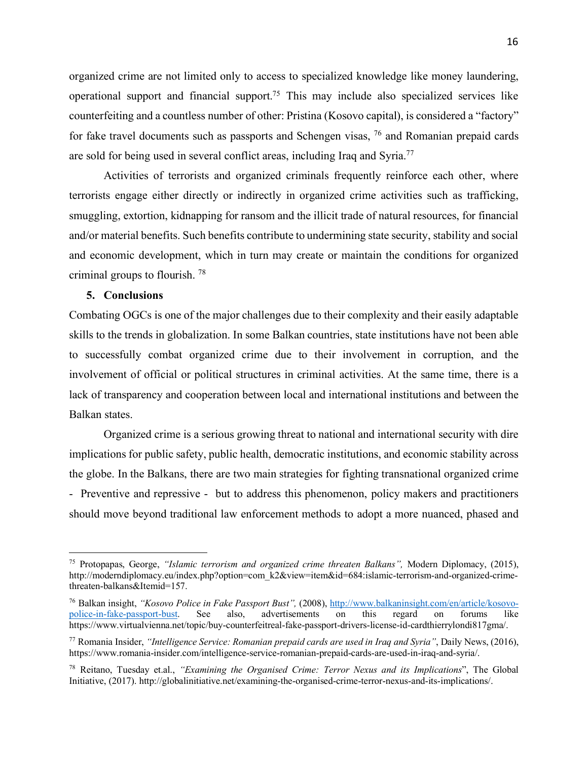organized crime are not limited only to access to specialized knowledge like money laundering, operational support and financial support.[75] This may include also specialized services like counterfeiting and a countless number of other: Pristina (Kosovo capital), is considered a "factory" for fake travel documents such as passports and Schengen visas, [76] and Romanian prepaid cards are sold for being used in several conflict areas, including Iraq and Syria.[77]

Activities of terrorists and organized criminals frequently reinforce each other, where terrorists engage either directly or indirectly in organized crime activities such as trafficking, smuggling, extortion, kidnapping for ransom and the illicit trade of natural resources, for financial and/or material benefits. Such benefits contribute to undermining state security, stability and social and economic development, which in turn may create or maintain the conditions for organized criminal groups to flourish. [78]

## 5. Conclusions

Combating OGCs is one of the major challenges due to their complexity and their easily adaptable skills to the trends in globalization. In some Balkan countries, state institutions have not been able to successfully combat organized crime due to their involvement in corruption, and the involvement of official or political structures in criminal activities. At the same time, there is a lack of transparency and cooperation between local and international institutions and between the Balkan states.

Organized crime is a serious growing threat to national and international security with dire implications for public safety, public health, democratic institutions, and economic stability across the globe. In the Balkans, there are two main strategies for fighting transnational organized crime - Preventive and repressive - but to address this phenomenon, policy makers and practitioners should move beyond traditional law enforcement methods to adopt a more nuanced, phased and

---

[75] Protopapas, George, *"Islamic terrorism and organized crime threaten Balkans",* Modern Diplomacy, (2015), http://moderndiplomacy.eu/index.php?option=com_k2&view=item&id=684:islamic-terrorism-and-organized-crime-threaten-balkans&Itemid=157.

[76] Balkan insight, *"Kosovo Police in Fake Passport Bust",* (2008), http://www.balkaninsight.com/en/article/kosovo-police-in-fake-passport-bust. See also, advertisements on this regard on forums like https://www.virtualvienna.net/topic/buy-counterfeitreal-fake-passport-drivers-license-id-cardthierrylondi817gma/.

[77] Romania Insider, *"Intelligence Service: Romanian prepaid cards are used in Iraq and Syria"*, Daily News, (2016), https://www.romania-insider.com/intelligence-service-romanian-prepaid-cards-are-used-in-iraq-and-syria/.

[78] Reitano, Tuesday et.al., *"Examining the Organised Crime: Terror Nexus and its Implications*", The Global Initiative, (2017). http://globalinitiative.net/examining-the-organised-crime-terror-nexus-and-its-implications/.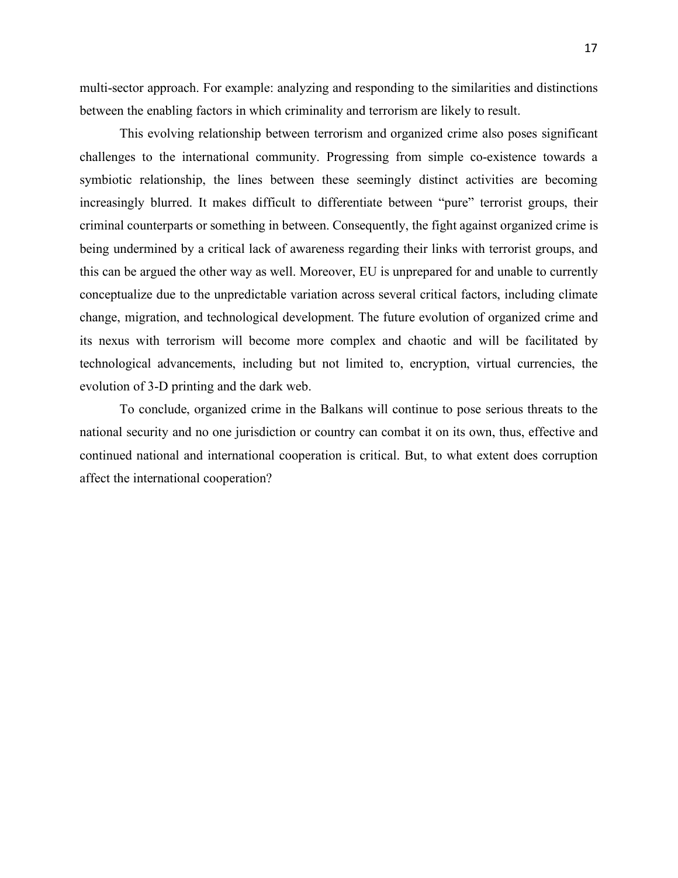multi-sector approach. For example: analyzing and responding to the similarities and distinctions between the enabling factors in which criminality and terrorism are likely to result.

This evolving relationship between terrorism and organized crime also poses significant challenges to the international community. Progressing from simple co-existence towards a symbiotic relationship, the lines between these seemingly distinct activities are becoming increasingly blurred. It makes difficult to differentiate between "pure" terrorist groups, their criminal counterparts or something in between. Consequently, the fight against organized crime is being undermined by a critical lack of awareness regarding their links with terrorist groups, and this can be argued the other way as well. Moreover, EU is unprepared for and unable to currently conceptualize due to the unpredictable variation across several critical factors, including climate change, migration, and technological development. The future evolution of organized crime and its nexus with terrorism will become more complex and chaotic and will be facilitated by technological advancements, including but not limited to, encryption, virtual currencies, the evolution of 3-D printing and the dark web.

To conclude, organized crime in the Balkans will continue to pose serious threats to the national security and no one jurisdiction or country can combat it on its own, thus, effective and continued national and international cooperation is critical. But, to what extent does corruption affect the international cooperation?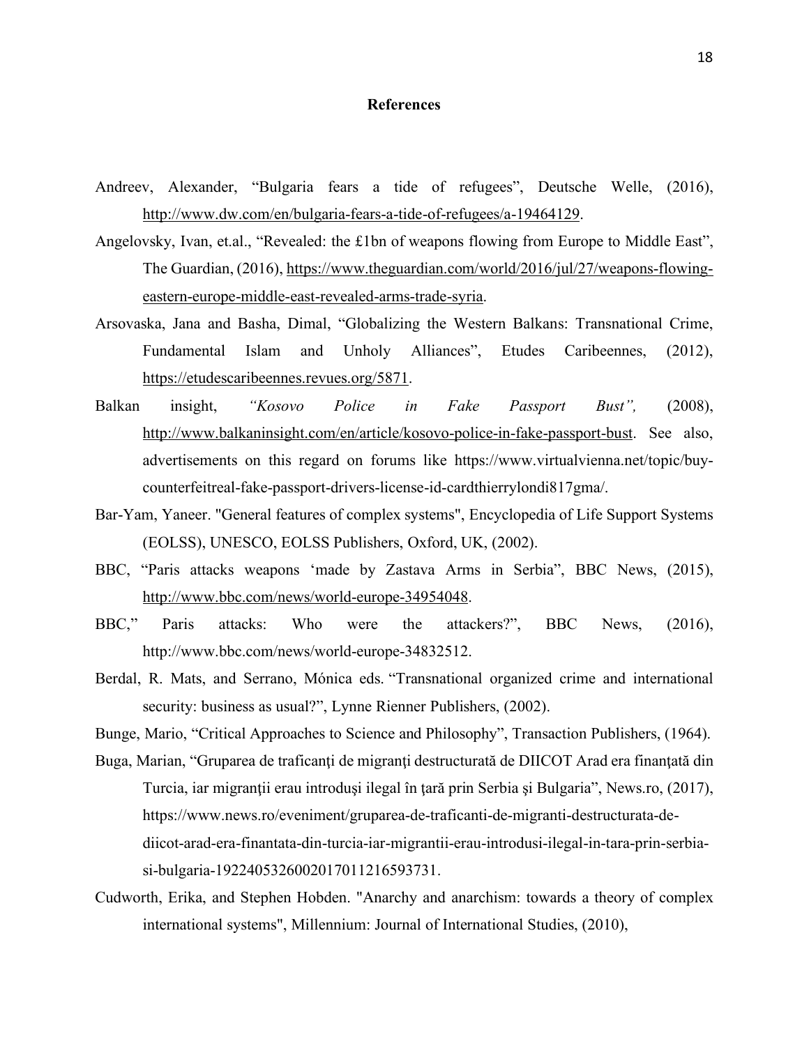# References

Andreev, Alexander, “Bulgaria fears a tide of refugees”, Deutsche Welle, (2016), http://www.dw.com/en/bulgaria-fears-a-tide-of-refugees/a-19464129.

Angelovsky, Ivan, et.al., “Revealed: the £1bn of weapons flowing from Europe to Middle East”, The Guardian, (2016), https://www.theguardian.com/world/2016/jul/27/weapons-flowing-eastern-europe-middle-east-revealed-arms-trade-syria.

Arsovaska, Jana and Basha, Dimal, “Globalizing the Western Balkans: Transnational Crime, Fundamental Islam and Unholy Alliances”, Etudes Caribeennes, (2012), https://etudescaribeennes.revues.org/5871.

Balkan insight, *“Kosovo Police in Fake Passport Bust”,* (2008), http://www.balkaninsight.com/en/article/kosovo-police-in-fake-passport-bust. See also, advertisements on this regard on forums like https://www.virtualvienna.net/topic/buy-counterfeitreal-fake-passport-drivers-license-id-cardthierrylondi817gma/.

Bar-Yam, Yaneer. "General features of complex systems", Encyclopedia of Life Support Systems (EOLSS), UNESCO, EOLSS Publishers, Oxford, UK, (2002).

BBC, “Paris attacks weapons ‘made by Zastava Arms in Serbia”, BBC News, (2015), http://www.bbc.com/news/world-europe-34954048.

BBC,” Paris attacks: Who were the attackers?”, BBC News, (2016), http://www.bbc.com/news/world-europe-34832512.

Berdal, R. Mats, and Serrano, Mónica eds. “Transnational organized crime and international security: business as usual?”, Lynne Rienner Publishers, (2002).

Bunge, Mario, “Critical Approaches to Science and Philosophy”, Transaction Publishers, (1964).

Buga, Marian, “Gruparea de traficanţi de migranţi destructurată de DIICOT Arad era finanţată din Turcia, iar migranţii erau introduşi ilegal în ţară prin Serbia şi Bulgaria”, News.ro, (2017), https://www.news.ro/eveniment/gruparea-de-traficanti-de-migranti-destructurata-de-diicot-arad-era-finantata-din-turcia-iar-migrantii-erau-introdusi-ilegal-in-tara-prin-serbia-si-bulgaria-1922405326002017011216593731.

Cudworth, Erika, and Stephen Hobden. "Anarchy and anarchism: towards a theory of complex international systems", Millennium: Journal of International Studies, (2010),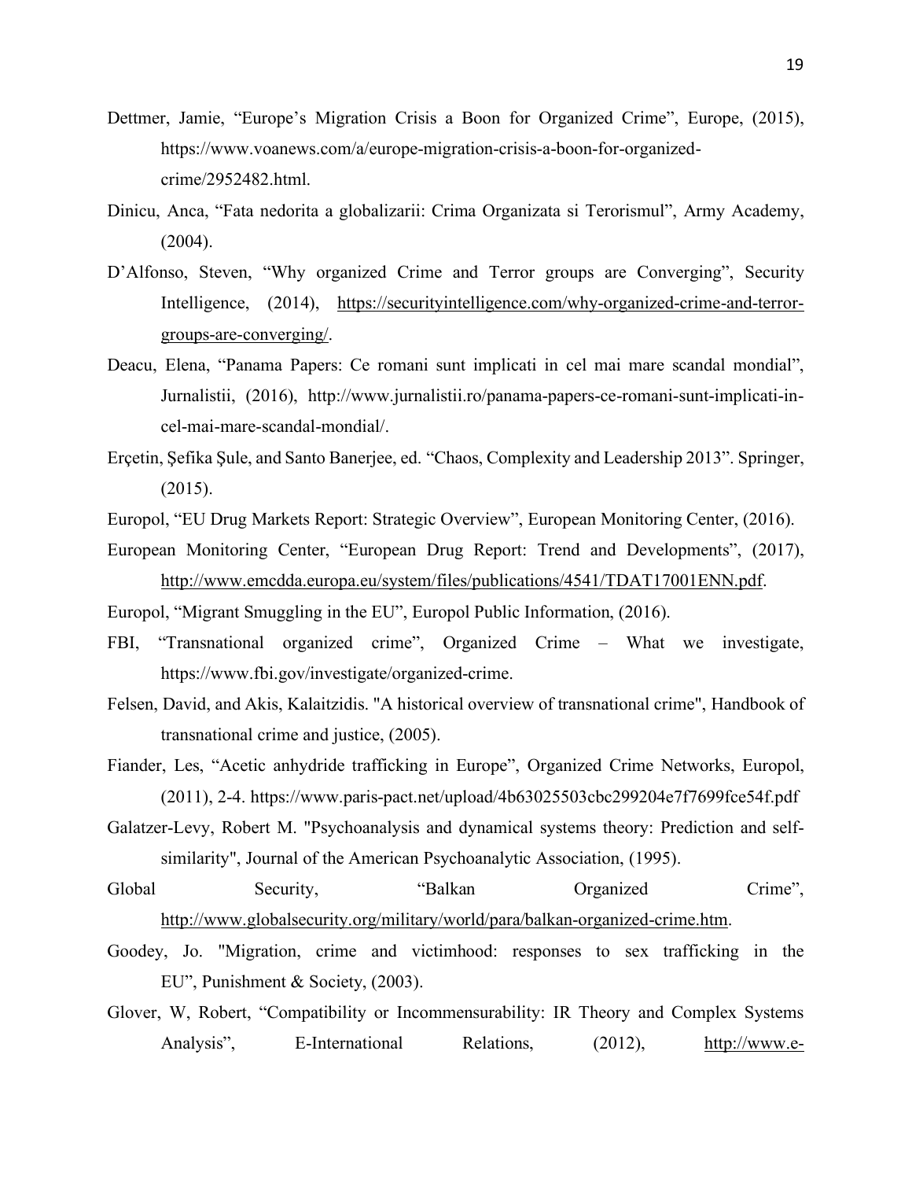Dettmer, Jamie, "Europe's Migration Crisis a Boon for Organized Crime", Europe, (2015), https://www.voanews.com/a/europe-migration-crisis-a-boon-for-organized-crime/2952482.html.

Dinicu, Anca, "Fata nedorita a globalizarii: Crima Organizata si Terorismul", Army Academy, (2004).

D'Alfonso, Steven, "Why organized Crime and Terror groups are Converging", Security Intelligence, (2014), https://securityintelligence.com/why-organized-crime-and-terror-groups-are-converging/.

Deacu, Elena, "Panama Papers: Ce romani sunt implicati in cel mai mare scandal mondial", Jurnalistii, (2016), http://www.jurnalistii.ro/panama-papers-ce-romani-sunt-implicati-in-cel-mai-mare-scandal-mondial/.

Erçetin, Şefika Şule, and Santo Banerjee, ed. "Chaos, Complexity and Leadership 2013". Springer, (2015).

Europol, "EU Drug Markets Report: Strategic Overview", European Monitoring Center, (2016).

European Monitoring Center, "European Drug Report: Trend and Developments", (2017), http://www.emcdda.europa.eu/system/files/publications/4541/TDAT17001ENN.pdf.

Europol, "Migrant Smuggling in the EU", Europol Public Information, (2016).

FBI, "Transnational organized crime", Organized Crime – What we investigate, https://www.fbi.gov/investigate/organized-crime.

Felsen, David, and Akis, Kalaitzidis. "A historical overview of transnational crime", Handbook of transnational crime and justice, (2005).

Fiander, Les, "Acetic anhydride trafficking in Europe", Organized Crime Networks, Europol, (2011), 2-4. https://www.paris-pact.net/upload/4b63025503cbc299204e7f7699fce54f.pdf

Galatzer-Levy, Robert M. "Psychoanalysis and dynamical systems theory: Prediction and self-similarity", Journal of the American Psychoanalytic Association, (1995).

Global Security, "Balkan Organized Crime", http://www.globalsecurity.org/military/world/para/balkan-organized-crime.htm.

Goodey, Jo. "Migration, crime and victimhood: responses to sex trafficking in the EU", Punishment & Society, (2003).

Glover, W, Robert, "Compatibility or Incommensurability: IR Theory and Complex Systems Analysis", E-International Relations, (2012), http://www.e-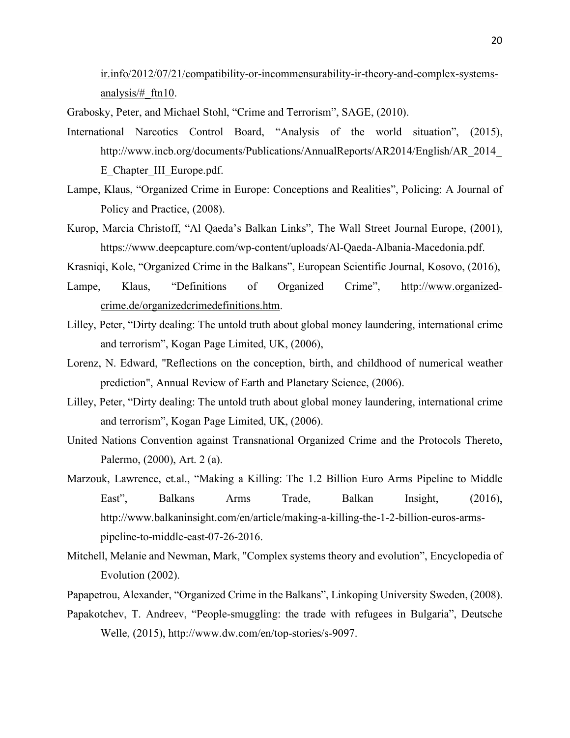ir.info/2012/07/21/compatibility-or-incommensurability-ir-theory-and-complex-systems-analysis/#_ftn10.

Grabosky, Peter, and Michael Stohl, "Crime and Terrorism", SAGE, (2010).

International Narcotics Control Board, "Analysis of the world situation", (2015), http://www.incb.org/documents/Publications/AnnualReports/AR2014/English/AR_2014_E_Chapter_III_Europe.pdf.

Lampe, Klaus, "Organized Crime in Europe: Conceptions and Realities", Policing: A Journal of Policy and Practice, (2008).

Kurop, Marcia Christoff, "Al Qaeda's Balkan Links", The Wall Street Journal Europe, (2001), https://www.deepcapture.com/wp-content/uploads/Al-Qaeda-Albania-Macedonia.pdf.

Krasniqi, Kole, "Organized Crime in the Balkans", European Scientific Journal, Kosovo, (2016),

Lampe, Klaus, "Definitions of Organized Crime", http://www.organized-crime.de/organizedcrimedefinitions.htm.

Lilley, Peter, "Dirty dealing: The untold truth about global money laundering, international crime and terrorism", Kogan Page Limited, UK, (2006),

Lorenz, N. Edward, "Reflections on the conception, birth, and childhood of numerical weather prediction", Annual Review of Earth and Planetary Science, (2006).

Lilley, Peter, "Dirty dealing: The untold truth about global money laundering, international crime and terrorism", Kogan Page Limited, UK, (2006).

United Nations Convention against Transnational Organized Crime and the Protocols Thereto, Palermo, (2000), Art. 2 (a).

Marzouk, Lawrence, et.al., "Making a Killing: The 1.2 Billion Euro Arms Pipeline to Middle East", Balkans Arms Trade, Balkan Insight, (2016), http://www.balkaninsight.com/en/article/making-a-killing-the-1-2-billion-euros-arms-pipeline-to-middle-east-07-26-2016.

Mitchell, Melanie and Newman, Mark, "Complex systems theory and evolution", Encyclopedia of Evolution (2002).

Papapetrou, Alexander, "Organized Crime in the Balkans", Linkoping University Sweden, (2008).

Papakotchev, T. Andreev, "People-smuggling: the trade with refugees in Bulgaria", Deutsche Welle, (2015), http://www.dw.com/en/top-stories/s-9097.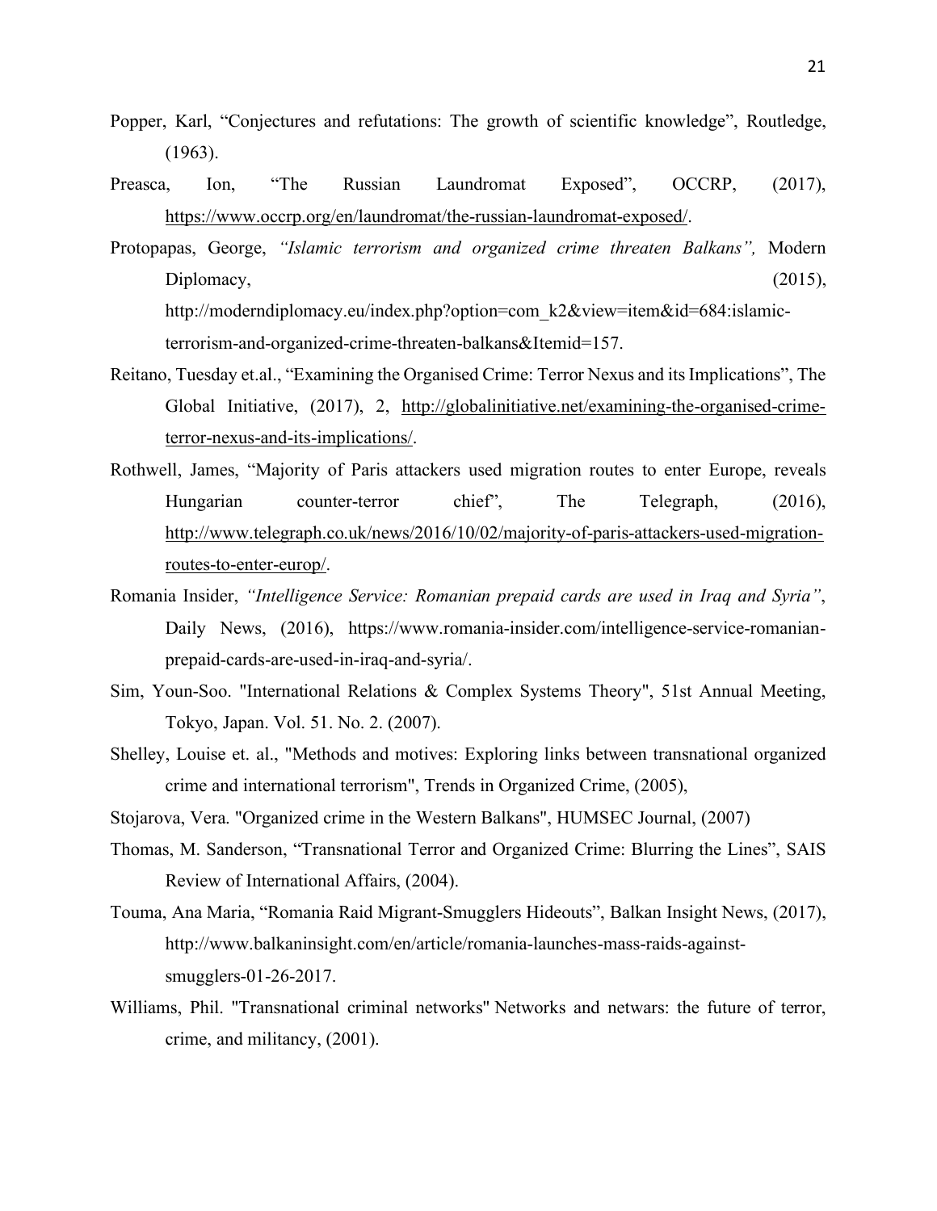Popper, Karl, "Conjectures and refutations: The growth of scientific knowledge", Routledge, (1963).

Preasca, Ion, "The Russian Laundromat Exposed", OCCRP, (2017), https://www.occrp.org/en/laundromat/the-russian-laundromat-exposed/.

Protopapas, George, *"Islamic terrorism and organized crime threaten Balkans",* Modern Diplomacy, (2015), http://moderndiplomacy.eu/index.php?option=com_k2&view=item&id=684:islamic-terrorism-and-organized-crime-threaten-balkans&Itemid=157.

Reitano, Tuesday et.al., "Examining the Organised Crime: Terror Nexus and its Implications", The Global Initiative, (2017), 2, http://globalinitiative.net/examining-the-organised-crime-terror-nexus-and-its-implications/.

Rothwell, James, "Majority of Paris attackers used migration routes to enter Europe, reveals Hungarian counter-terror chief", The Telegraph, (2016), http://www.telegraph.co.uk/news/2016/10/02/majority-of-paris-attackers-used-migration-routes-to-enter-europ/.

Romania Insider, *"Intelligence Service: Romanian prepaid cards are used in Iraq and Syria"*, Daily News, (2016), https://www.romania-insider.com/intelligence-service-romanian-prepaid-cards-are-used-in-iraq-and-syria/.

Sim, Youn-Soo. "International Relations & Complex Systems Theory", 51st Annual Meeting, Tokyo, Japan. Vol. 51. No. 2. (2007).

Shelley, Louise et. al., "Methods and motives: Exploring links between transnational organized crime and international terrorism", Trends in Organized Crime, (2005),

Stojarova, Vera. "Organized crime in the Western Balkans", HUMSEC Journal, (2007)

Thomas, M. Sanderson, "Transnational Terror and Organized Crime: Blurring the Lines", SAIS Review of International Affairs, (2004).

Touma, Ana Maria, "Romania Raid Migrant-Smugglers Hideouts", Balkan Insight News, (2017), http://www.balkaninsight.com/en/article/romania-launches-mass-raids-against-smugglers-01-26-2017.

Williams, Phil. "Transnational criminal networks" Networks and netwars: the future of terror, crime, and militancy, (2001).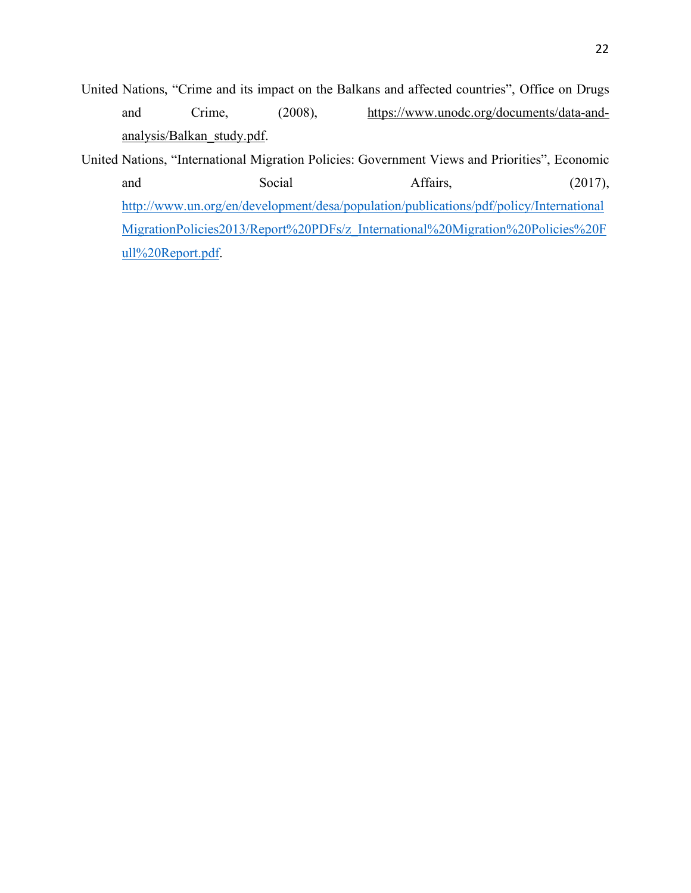United Nations, "Crime and its impact on the Balkans and affected countries", Office on Drugs and Crime, (2008), https://www.unodc.org/documents/data-and-analysis/Balkan_study.pdf.

United Nations, "International Migration Policies: Government Views and Priorities", Economic and Social Affairs, (2017), http://www.un.org/en/development/desa/population/publications/pdf/policy/InternationalMigrationPolicies2013/Report%20PDFs/z_International%20Migration%20Policies%20Full%20Report.pdf.